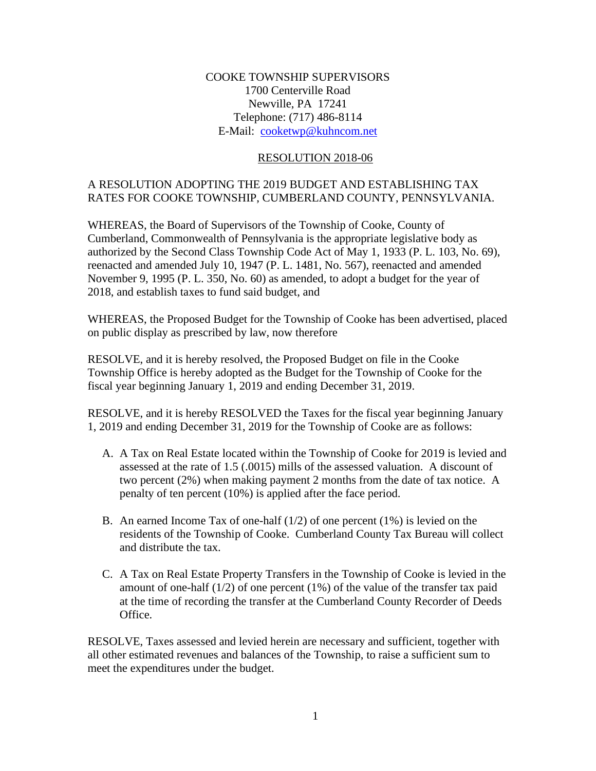COOKE TOWNSHIP SUPERVISORS
1700 Centerville Road
Newville, PA 17241
Telephone: (717) 486-8114
E-Mail: cooketwp@kuhncom.net

## RESOLUTION 2018-06

A RESOLUTION ADOPTING THE 2019 BUDGET AND ESTABLISHING TAX RATES FOR COOKE TOWNSHIP, CUMBERLAND COUNTY, PENNSYLVANIA.

WHEREAS, the Board of Supervisors of the Township of Cooke, County of Cumberland, Commonwealth of Pennsylvania is the appropriate legislative body as authorized by the Second Class Township Code Act of May 1, 1933 (P. L. 103, No. 69), reenacted and amended July 10, 1947 (P. L. 1481, No. 567), reenacted and amended November 9, 1995 (P. L. 350, No. 60) as amended, to adopt a budget for the year of 2018, and establish taxes to fund said budget, and

WHEREAS, the Proposed Budget for the Township of Cooke has been advertised, placed on public display as prescribed by law, now therefore

RESOLVE, and it is hereby resolved, the Proposed Budget on file in the Cooke Township Office is hereby adopted as the Budget for the Township of Cooke for the fiscal year beginning January 1, 2019 and ending December 31, 2019.

RESOLVE, and it is hereby RESOLVED the Taxes for the fiscal year beginning January 1, 2019 and ending December 31, 2019 for the Township of Cooke are as follows:

A. A Tax on Real Estate located within the Township of Cooke for 2019 is levied and assessed at the rate of 1.5 (.0015) mills of the assessed valuation. A discount of two percent (2%) when making payment 2 months from the date of tax notice. A penalty of ten percent (10%) is applied after the face period.

B. An earned Income Tax of one-half (1/2) of one percent (1%) is levied on the residents of the Township of Cooke. Cumberland County Tax Bureau will collect and distribute the tax.

C. A Tax on Real Estate Property Transfers in the Township of Cooke is levied in the amount of one-half (1/2) of one percent (1%) of the value of the transfer tax paid at the time of recording the transfer at the Cumberland County Recorder of Deeds Office.

RESOLVE, Taxes assessed and levied herein are necessary and sufficient, together with all other estimated revenues and balances of the Township, to raise a sufficient sum to meet the expenditures under the budget.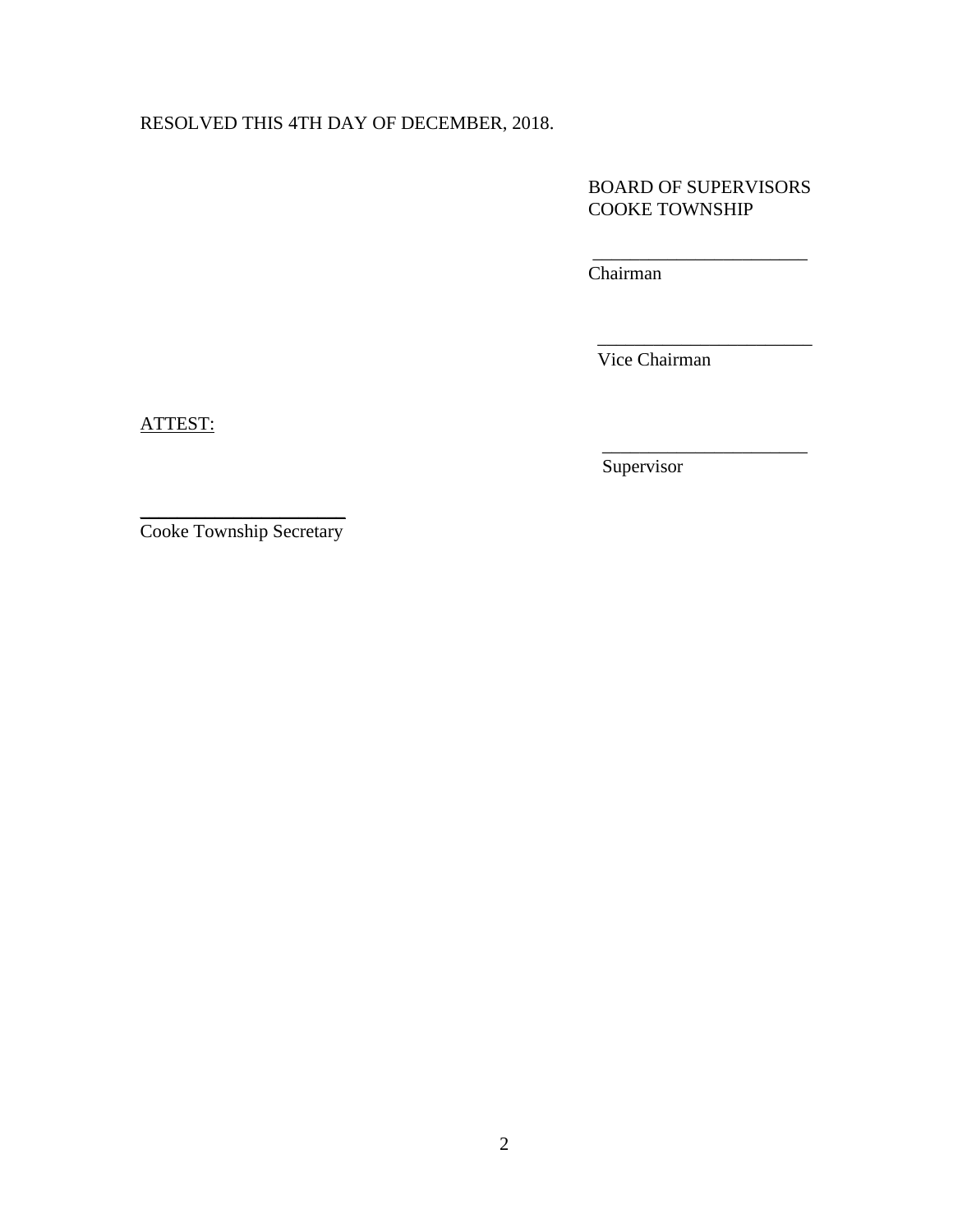RESOLVED THIS 4TH DAY OF DECEMBER, 2018.

BOARD OF SUPERVISORS
COOKE TOWNSHIP

\_\_\_\_\_\_\_\_\_\_\_\_\_\_\_\_\_\_\_\_\_\_\_
Chairman

\_\_\_\_\_\_\_\_\_\_\_\_\_\_\_\_\_\_\_\_\_\_\_
Vice Chairman

ATTEST:

\_\_\_\_\_\_\_\_\_\_\_\_\_\_\_\_\_\_\_\_\_\_\_
Supervisor

\_\_\_\_\_\_\_\_\_\_\_\_\_\_\_\_\_\_\_\_\_\_\_
Cooke Township Secretary